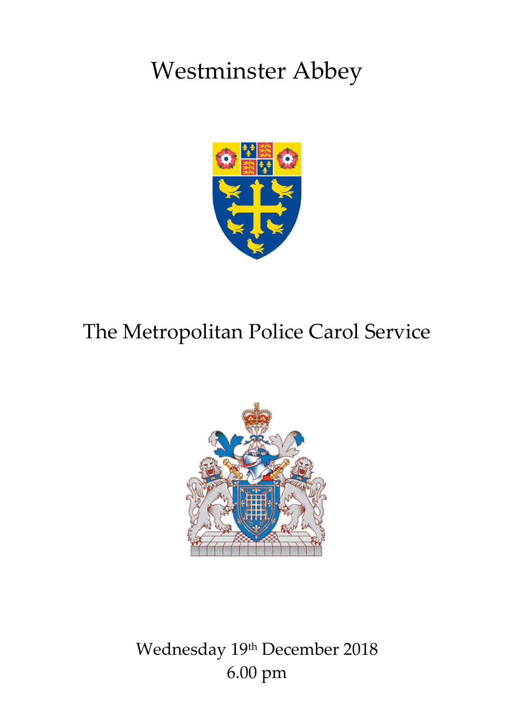# Westminster Abbey

## The Metropolitan Police Carol Service

Wednesday 19th December 2018
6.00 pm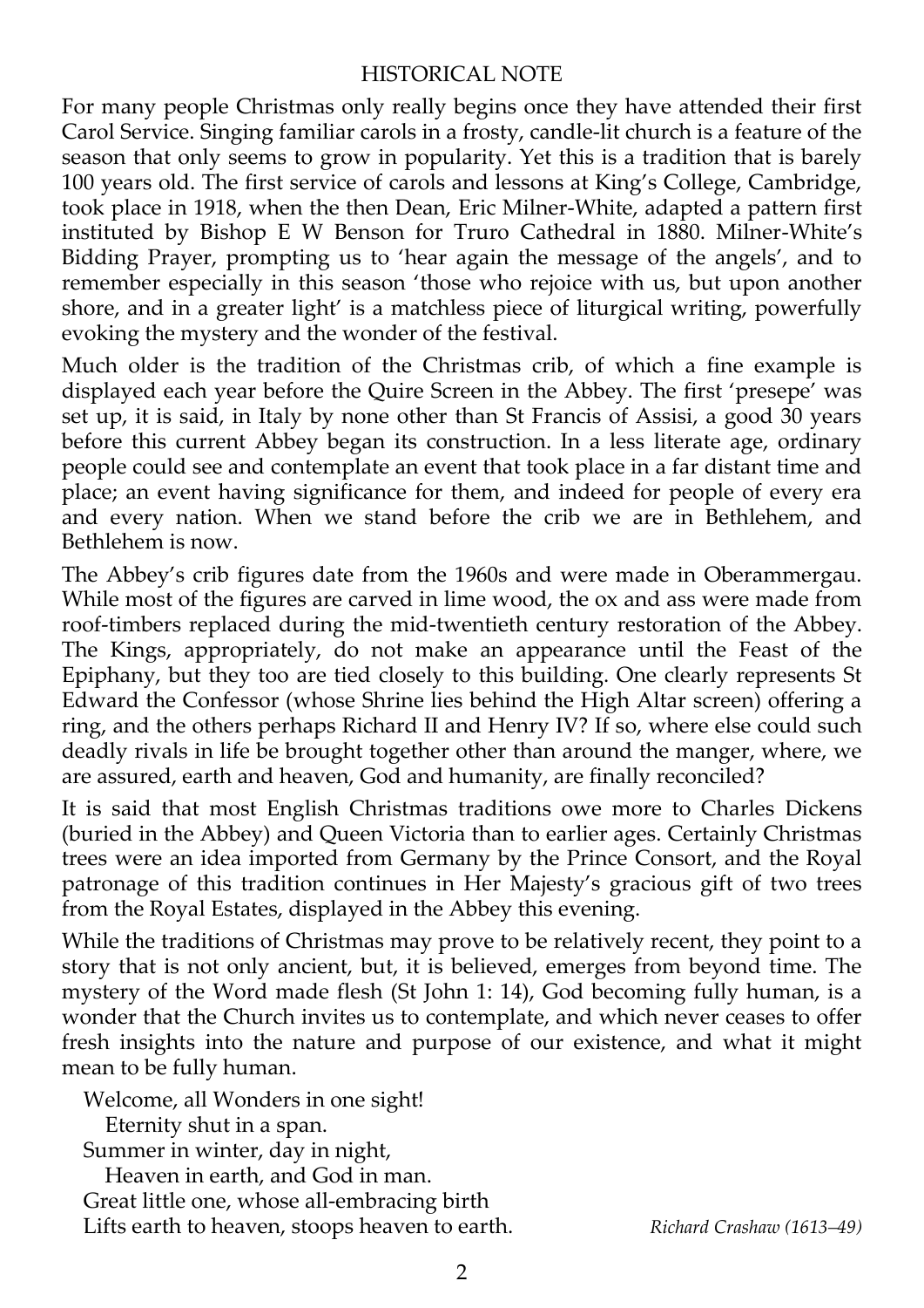## HISTORICAL NOTE

For many people Christmas only really begins once they have attended their first Carol Service. Singing familiar carols in a frosty, candle-lit church is a feature of the season that only seems to grow in popularity. Yet this is a tradition that is barely 100 years old. The first service of carols and lessons at King's College, Cambridge, took place in 1918, when the then Dean, Eric Milner-White, adapted a pattern first instituted by Bishop E W Benson for Truro Cathedral in 1880. Milner-White's Bidding Prayer, prompting us to 'hear again the message of the angels', and to remember especially in this season 'those who rejoice with us, but upon another shore, and in a greater light' is a matchless piece of liturgical writing, powerfully evoking the mystery and the wonder of the festival.

Much older is the tradition of the Christmas crib, of which a fine example is displayed each year before the Quire Screen in the Abbey. The first 'presepe' was set up, it is said, in Italy by none other than St Francis of Assisi, a good 30 years before this current Abbey began its construction. In a less literate age, ordinary people could see and contemplate an event that took place in a far distant time and place; an event having significance for them, and indeed for people of every era and every nation. When we stand before the crib we are in Bethlehem, and Bethlehem is now.

The Abbey's crib figures date from the 1960s and were made in Oberammergau. While most of the figures are carved in lime wood, the ox and ass were made from roof-timbers replaced during the mid-twentieth century restoration of the Abbey. The Kings, appropriately, do not make an appearance until the Feast of the Epiphany, but they too are tied closely to this building. One clearly represents St Edward the Confessor (whose Shrine lies behind the High Altar screen) offering a ring, and the others perhaps Richard II and Henry IV? If so, where else could such deadly rivals in life be brought together other than around the manger, where, we are assured, earth and heaven, God and humanity, are finally reconciled?

It is said that most English Christmas traditions owe more to Charles Dickens (buried in the Abbey) and Queen Victoria than to earlier ages. Certainly Christmas trees were an idea imported from Germany by the Prince Consort, and the Royal patronage of this tradition continues in Her Majesty's gracious gift of two trees from the Royal Estates, displayed in the Abbey this evening.

While the traditions of Christmas may prove to be relatively recent, they point to a story that is not only ancient, but, it is believed, emerges from beyond time. The mystery of the Word made flesh (St John 1: 14), God becoming fully human, is a wonder that the Church invites us to contemplate, and which never ceases to offer fresh insights into the nature and purpose of our existence, and what it might mean to be fully human.

Welcome, all Wonders in one sight!  
  Eternity shut in a span.  
Summer in winter, day in night,  
  Heaven in earth, and God in man.  
Great little one, whose all-embracing birth  
Lifts earth to heaven, stoops heaven to earth.

*Richard Crashaw (1613–49)*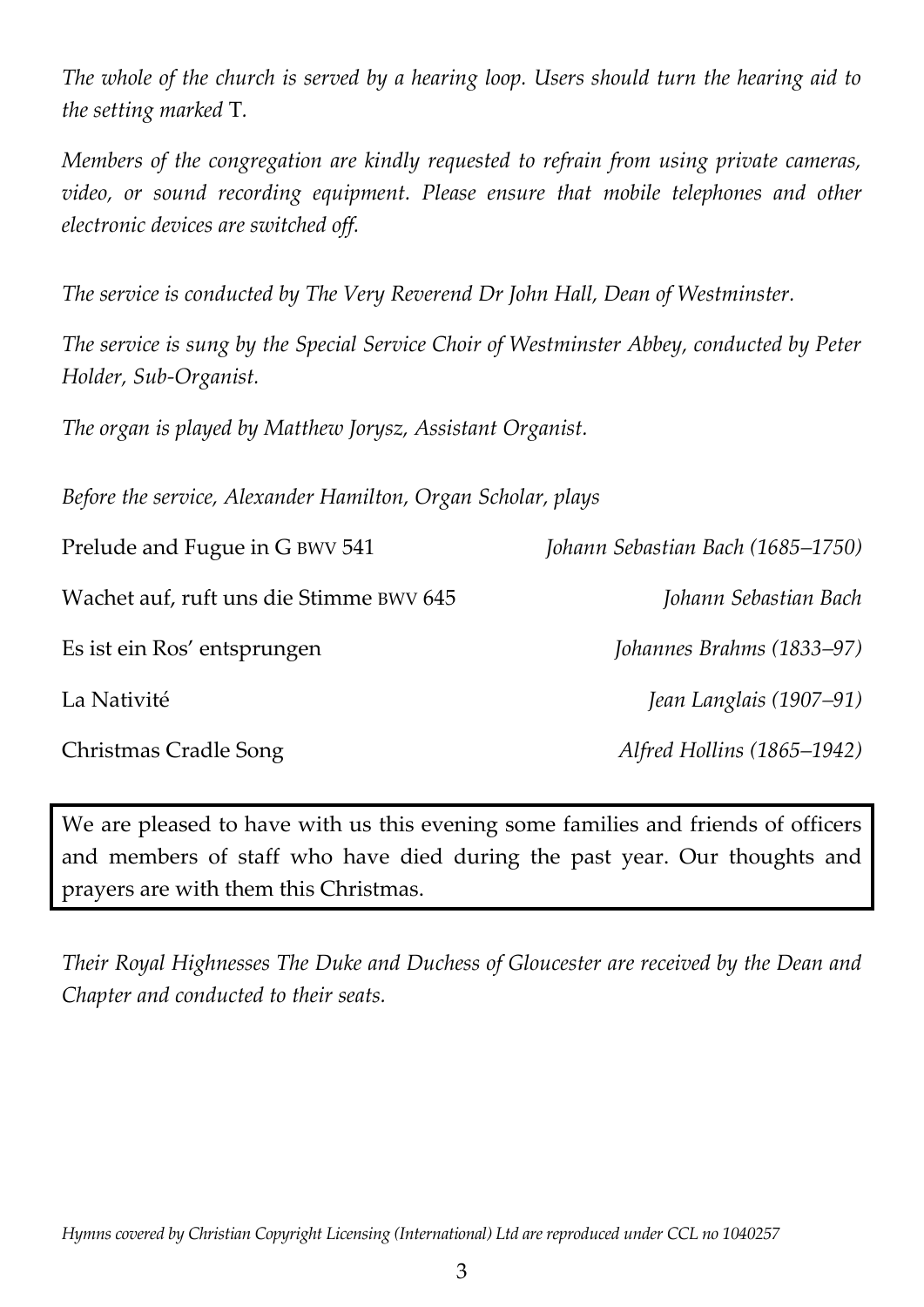*The whole of the church is served by a hearing loop. Users should turn the hearing aid to the setting marked* T.

*Members of the congregation are kindly requested to refrain from using private cameras, video, or sound recording equipment. Please ensure that mobile telephones and other electronic devices are switched off.*

*The service is conducted by The Very Reverend Dr John Hall, Dean of Westminster.*

*The service is sung by the Special Service Choir of Westminster Abbey, conducted by Peter Holder, Sub-Organist.*

*The organ is played by Matthew Jorysz, Assistant Organist.*

*Before the service, Alexander Hamilton, Organ Scholar, plays*

| | |
|---|---|
| Prelude and Fugue in G BWV 541 | *Johann Sebastian Bach (1685–1750)* |
| Wachet auf, ruft uns die Stimme BWV 645 | *Johann Sebastian Bach* |
| Es ist ein Ros' entsprungen | *Johannes Brahms (1833–97)* |
| La Nativité | *Jean Langlais (1907–91)* |
| Christmas Cradle Song | *Alfred Hollins (1865–1942)* |

We are pleased to have with us this evening some families and friends of officers and members of staff who have died during the past year. Our thoughts and prayers are with them this Christmas.

*Their Royal Highnesses The Duke and Duchess of Gloucester are received by the Dean and Chapter and conducted to their seats.*

*Hymns covered by Christian Copyright Licensing (International) Ltd are reproduced under CCL no 1040257*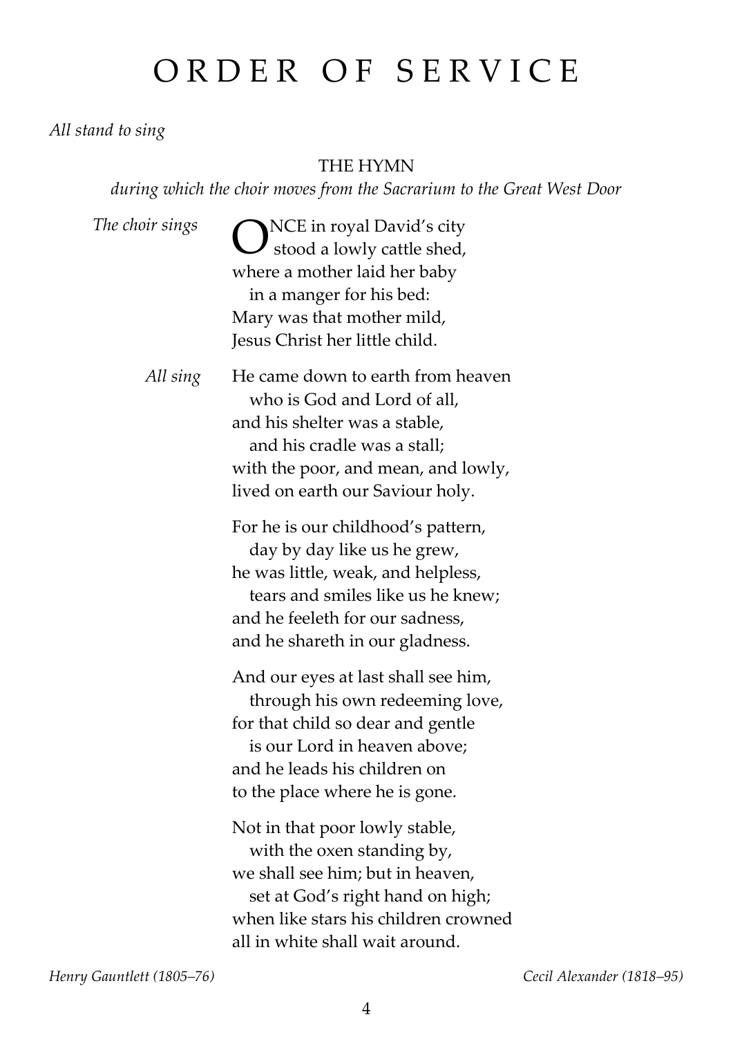# ORDER OF SERVICE

*All stand to sing*

THE HYMN

*during which the choir moves from the Sacrarium to the Great West Door*

*The choir sings*

ONCE in royal David's city
  stood a lowly cattle shed,
where a mother laid her baby
  in a manger for his bed:
Mary was that mother mild,
Jesus Christ her little child.

*All sing*

He came down to earth from heaven
  who is God and Lord of all,
and his shelter was a stable,
  and his cradle was a stall;
with the poor, and mean, and lowly,
lived on earth our Saviour holy.

For he is our childhood's pattern,
  day by day like us he grew,
he was little, weak, and helpless,
  tears and smiles like us he knew;
and he feeleth for our sadness,
and he shareth in our gladness.

And our eyes at last shall see him,
  through his own redeeming love,
for that child so dear and gentle
  is our Lord in heaven above;
and he leads his children on
to the place where he is gone.

Not in that poor lowly stable,
  with the oxen standing by,
we shall see him; but in heaven,
  set at God's right hand on high;
when like stars his children crowned
all in white shall wait around.

*Henry Gauntlett (1805–76)* *Cecil Alexander (1818–95)*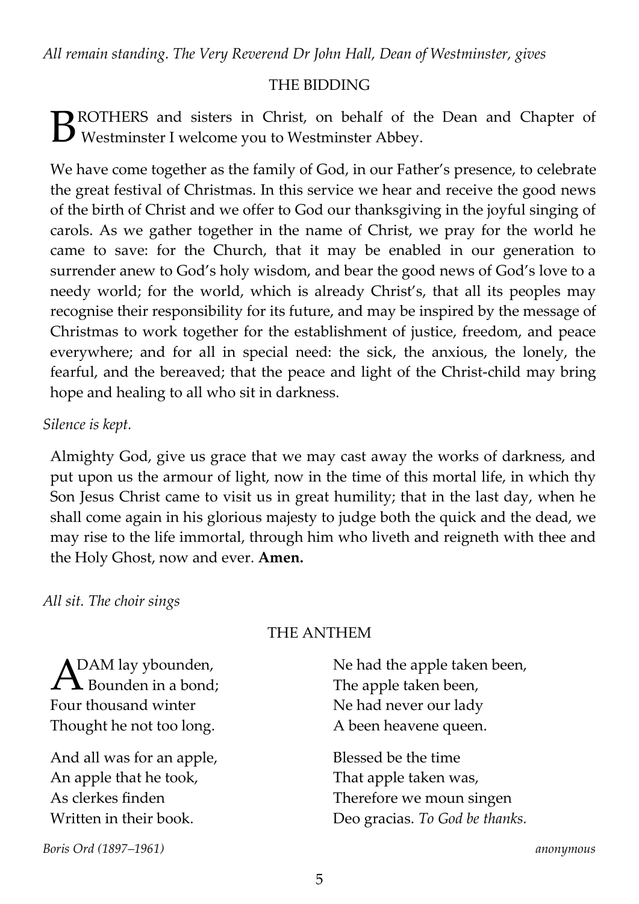*All remain standing. The Very Reverend Dr John Hall, Dean of Westminster, gives*

## THE BIDDING

BROTHERS and sisters in Christ, on behalf of the Dean and Chapter of Westminster I welcome you to Westminster Abbey.

We have come together as the family of God, in our Father's presence, to celebrate the great festival of Christmas. In this service we hear and receive the good news of the birth of Christ and we offer to God our thanksgiving in the joyful singing of carols. As we gather together in the name of Christ, we pray for the world he came to save: for the Church, that it may be enabled in our generation to surrender anew to God's holy wisdom, and bear the good news of God's love to a needy world; for the world, which is already Christ's, that all its peoples may recognise their responsibility for its future, and may be inspired by the message of Christmas to work together for the establishment of justice, freedom, and peace everywhere; and for all in special need: the sick, the anxious, the lonely, the fearful, and the bereaved; that the peace and light of the Christ-child may bring hope and healing to all who sit in darkness.

*Silence is kept.*

Almighty God, give us grace that we may cast away the works of darkness, and put upon us the armour of light, now in the time of this mortal life, in which thy Son Jesus Christ came to visit us in great humility; that in the last day, when he shall come again in his glorious majesty to judge both the quick and the dead, we may rise to the life immortal, through him who liveth and reigneth with thee and the Holy Ghost, now and ever. **Amen.**

*All sit. The choir sings*

## THE ANTHEM

ADAM lay ybounden,
Bounden in a bond;
Four thousand winter
Thought he not too long.

And all was for an apple,
An apple that he took,
As clerkes finden
Written in their book.

Ne had the apple taken been,
The apple taken been,
Ne had never our lady
A been heavene queen.

Blessed be the time
That apple taken was,
Therefore we moun singen
Deo gracias. *To God be thanks.*

*Boris Ord (1897–1961)* *anonymous*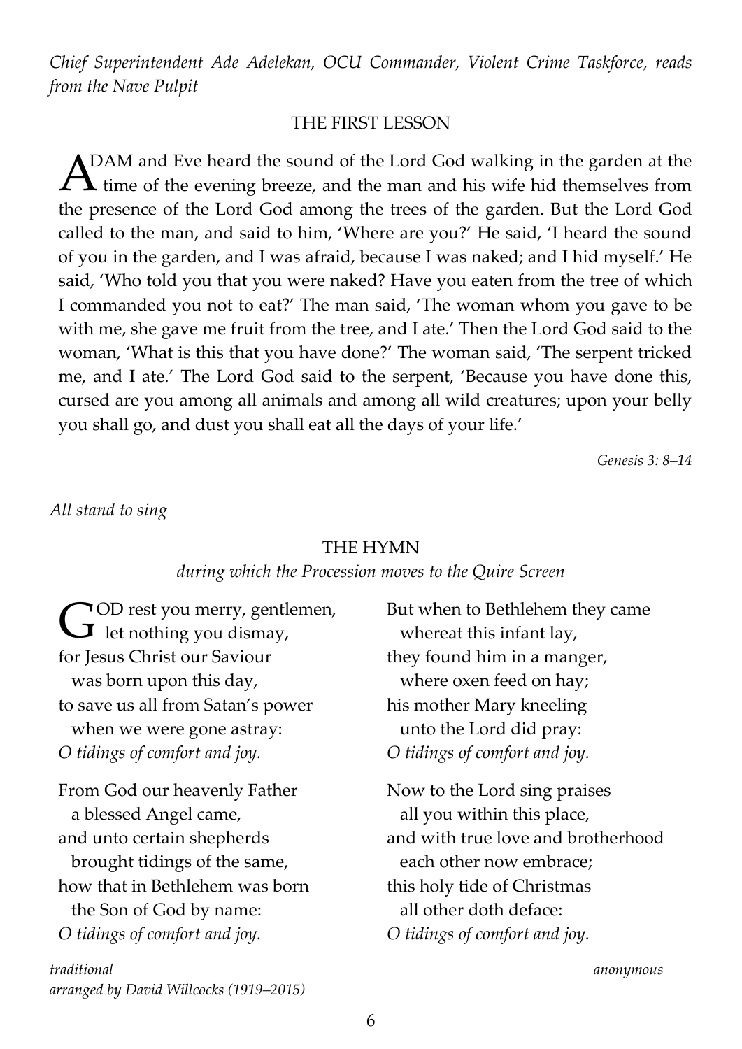*Chief Superintendent Ade Adelekan, OCU Commander, Violent Crime Taskforce, reads from the Nave Pulpit*

## THE FIRST LESSON

ADAM and Eve heard the sound of the Lord God walking in the garden at the time of the evening breeze, and the man and his wife hid themselves from the presence of the Lord God among the trees of the garden. But the Lord God called to the man, and said to him, 'Where are you?' He said, 'I heard the sound of you in the garden, and I was afraid, because I was naked; and I hid myself.' He said, 'Who told you that you were naked? Have you eaten from the tree of which I commanded you not to eat?' The man said, 'The woman whom you gave to be with me, she gave me fruit from the tree, and I ate.' Then the Lord God said to the woman, 'What is this that you have done?' The woman said, 'The serpent tricked me, and I ate.' The Lord God said to the serpent, 'Because you have done this, cursed are you among all animals and among all wild creatures; upon your belly you shall go, and dust you shall eat all the days of your life.'

*Genesis 3: 8–14*

*All stand to sing*

## THE HYMN

*during which the Procession moves to the Quire Screen*

GOD rest you merry, gentlemen,
  let nothing you dismay,
for Jesus Christ our Saviour
  was born upon this day,
to save us all from Satan's power
  when we were gone astray:
*O tidings of comfort and joy.*

From God our heavenly Father
  a blessed Angel came,
and unto certain shepherds
  brought tidings of the same,
how that in Bethlehem was born
  the Son of God by name:
*O tidings of comfort and joy.*

But when to Bethlehem they came
  whereat this infant lay,
they found him in a manger,
  where oxen feed on hay;
his mother Mary kneeling
  unto the Lord did pray:
*O tidings of comfort and joy.*

Now to the Lord sing praises
  all you within this place,
and with true love and brotherhood
  each other now embrace;
this holy tide of Christmas
  all other doth deface:
*O tidings of comfort and joy.*

*traditional*
*arranged by David Willcocks (1919–2015)*

*anonymous*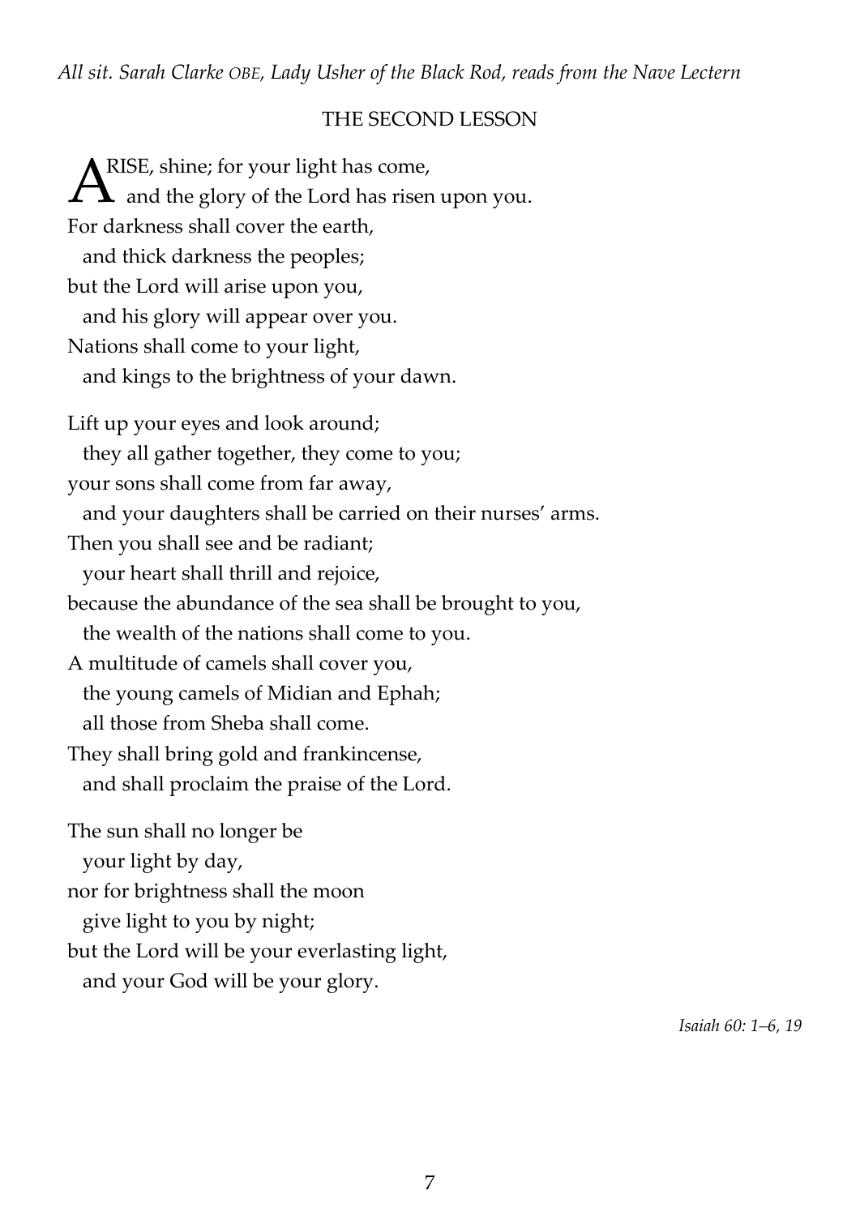*All sit. Sarah Clarke OBE, Lady Usher of the Black Rod, reads from the Nave Lectern*

## THE SECOND LESSON

ARISE, shine; for your light has come,
  and the glory of the Lord has risen upon you.
For darkness shall cover the earth,
  and thick darkness the peoples;
but the Lord will arise upon you,
  and his glory will appear over you.
Nations shall come to your light,
  and kings to the brightness of your dawn.

Lift up your eyes and look around;
  they all gather together, they come to you;
your sons shall come from far away,
  and your daughters shall be carried on their nurses' arms.
Then you shall see and be radiant;
  your heart shall thrill and rejoice,
because the abundance of the sea shall be brought to you,
  the wealth of the nations shall come to you.
A multitude of camels shall cover you,
  the young camels of Midian and Ephah;
  all those from Sheba shall come.
They shall bring gold and frankincense,
  and shall proclaim the praise of the Lord.

The sun shall no longer be
  your light by day,
nor for brightness shall the moon
  give light to you by night;
but the Lord will be your everlasting light,
  and your God will be your glory.

*Isaiah 60: 1–6, 19*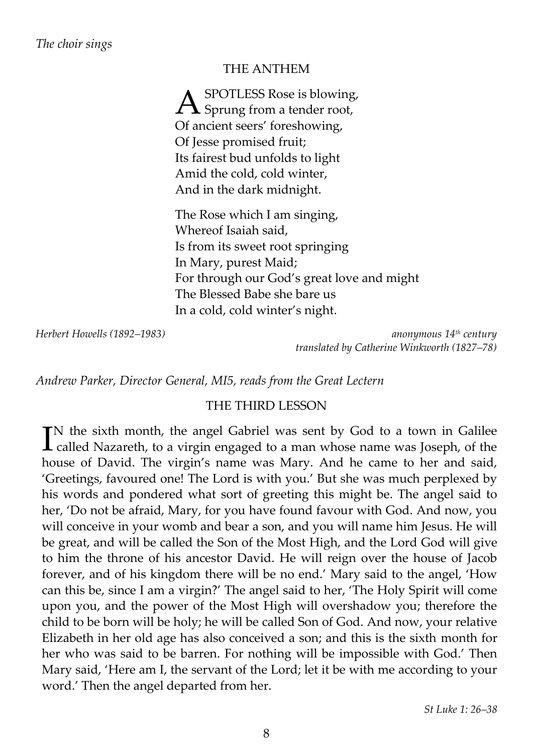*The choir sings*

## THE ANTHEM

A SPOTLESS Rose is blowing,  
Sprung from a tender root,  
Of ancient seers' foreshowing,  
Of Jesse promised fruit;  
Its fairest bud unfolds to light  
Amid the cold, cold winter,  
And in the dark midnight.

The Rose which I am singing,  
Whereof Isaiah said,  
Is from its sweet root springing  
In Mary, purest Maid;  
For through our God's great love and might  
The Blessed Babe she bare us  
In a cold, cold winter's night.

*Herbert Howells (1892–1983)*

*anonymous 14th century*  
*translated by Catherine Winkworth (1827–78)*

*Andrew Parker, Director General, MI5, reads from the Great Lectern*

## THE THIRD LESSON

IN the sixth month, the angel Gabriel was sent by God to a town in Galilee called Nazareth, to a virgin engaged to a man whose name was Joseph, of the house of David. The virgin's name was Mary. And he came to her and said, 'Greetings, favoured one! The Lord is with you.' But she was much perplexed by his words and pondered what sort of greeting this might be. The angel said to her, 'Do not be afraid, Mary, for you have found favour with God. And now, you will conceive in your womb and bear a son, and you will name him Jesus. He will be great, and will be called the Son of the Most High, and the Lord God will give to him the throne of his ancestor David. He will reign over the house of Jacob forever, and of his kingdom there will be no end.' Mary said to the angel, 'How can this be, since I am a virgin?' The angel said to her, 'The Holy Spirit will come upon you, and the power of the Most High will overshadow you; therefore the child to be born will be holy; he will be called Son of God. And now, your relative Elizabeth in her old age has also conceived a son; and this is the sixth month for her who was said to be barren. For nothing will be impossible with God.' Then Mary said, 'Here am I, the servant of the Lord; let it be with me according to your word.' Then the angel departed from her.

*St Luke 1: 26–38*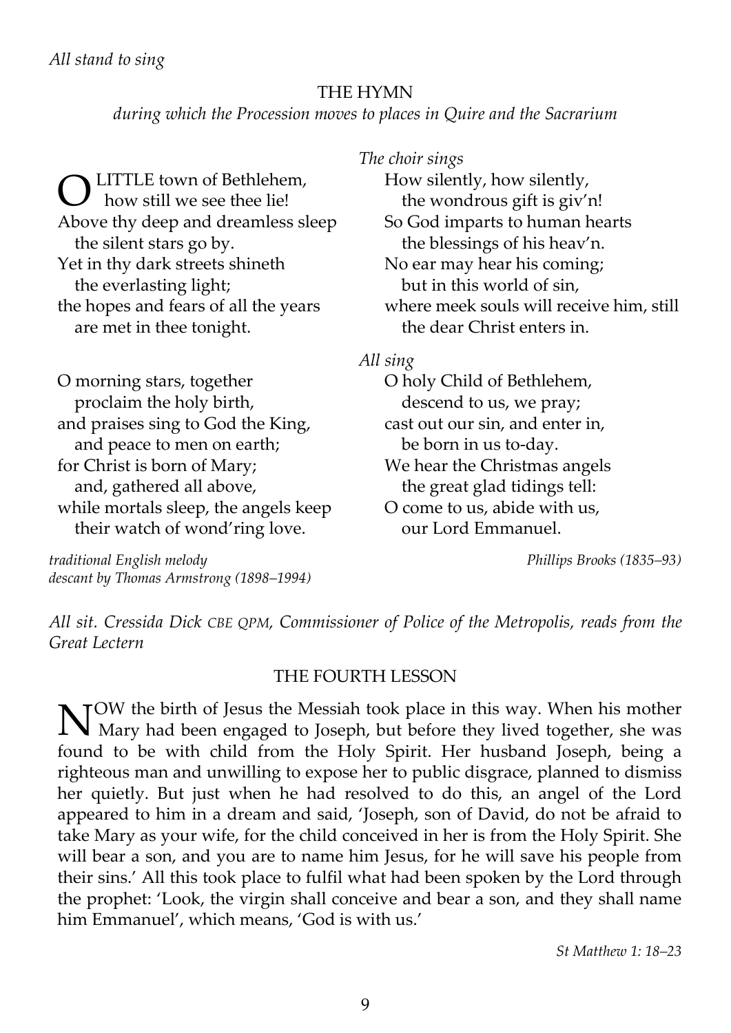*All stand to sing*

## THE HYMN

*during which the Procession moves to places in Quire and the Sacrarium*

O LITTLE town of Bethlehem,
  how still we see thee lie!
Above thy deep and dreamless sleep
  the silent stars go by.
Yet in thy dark streets shineth
  the everlasting light;
the hopes and fears of all the years
  are met in thee tonight.

O morning stars, together
  proclaim the holy birth,
and praises sing to God the King,
  and peace to men on earth;
for Christ is born of Mary;
  and, gathered all above,
while mortals sleep, the angels keep
  their watch of wond'ring love.

*The choir sings*

How silently, how silently,
  the wondrous gift is giv'n!
So God imparts to human hearts
  the blessings of his heav'n.
No ear may hear his coming;
  but in this world of sin,
where meek souls will receive him, still
  the dear Christ enters in.

*All sing*

O holy Child of Bethlehem,
  descend to us, we pray;
cast out our sin, and enter in,
  be born in us to-day.
We hear the Christmas angels
  the great glad tidings tell:
O come to us, abide with us,
  our Lord Emmanuel.

*traditional English melody*
*descant by Thomas Armstrong (1898–1994)*

*Phillips Brooks (1835–93)*

*All sit. Cressida Dick CBE QPM, Commissioner of Police of the Metropolis, reads from the Great Lectern*

## THE FOURTH LESSON

NOW the birth of Jesus the Messiah took place in this way. When his mother Mary had been engaged to Joseph, but before they lived together, she was found to be with child from the Holy Spirit. Her husband Joseph, being a righteous man and unwilling to expose her to public disgrace, planned to dismiss her quietly. But just when he had resolved to do this, an angel of the Lord appeared to him in a dream and said, 'Joseph, son of David, do not be afraid to take Mary as your wife, for the child conceived in her is from the Holy Spirit. She will bear a son, and you are to name him Jesus, for he will save his people from their sins.' All this took place to fulfil what had been spoken by the Lord through the prophet: 'Look, the virgin shall conceive and bear a son, and they shall name him Emmanuel', which means, 'God is with us.'

*St Matthew 1: 18–23*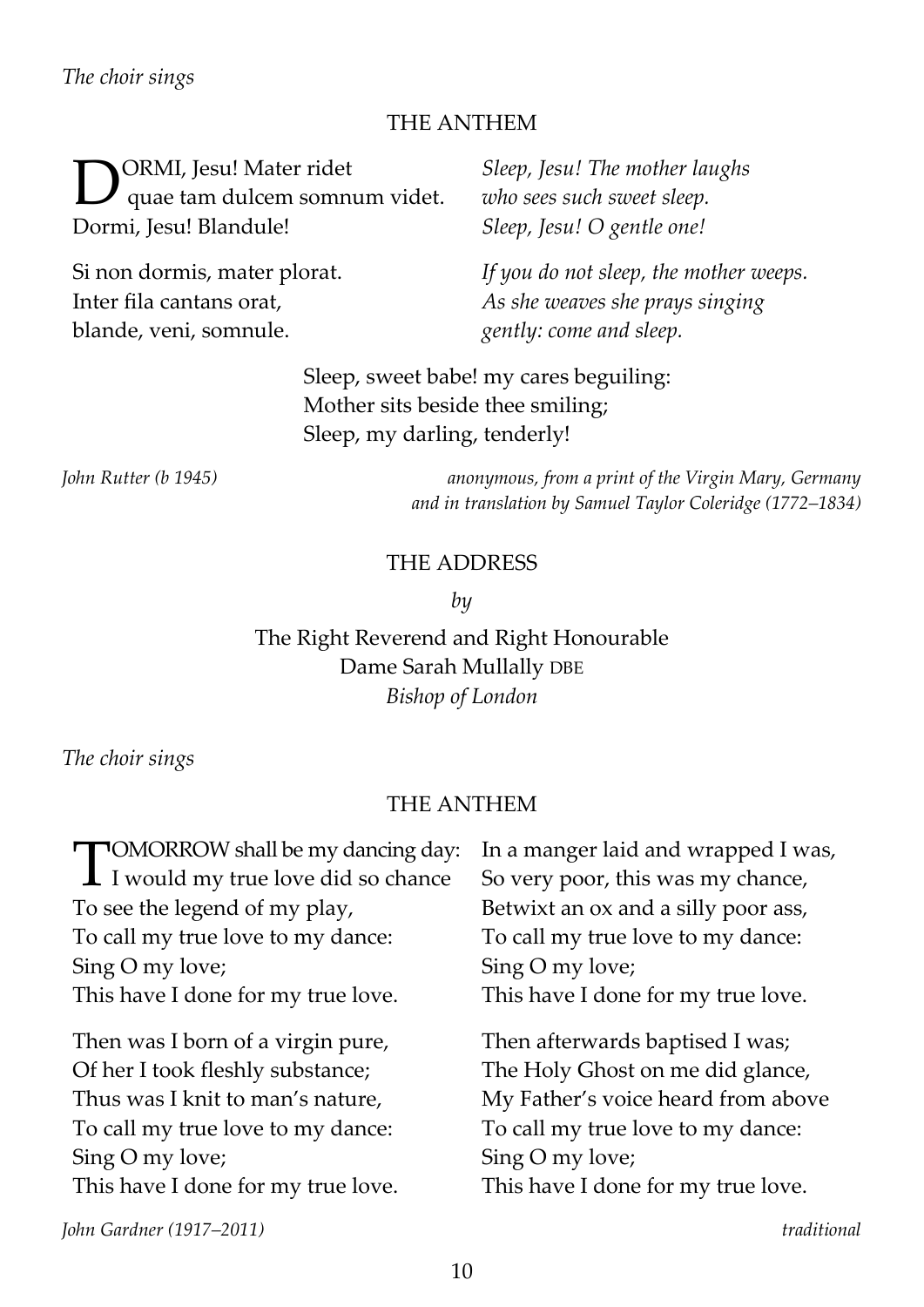*The choir sings*

## THE ANTHEM

DORMI, Jesu! Mater ridet
quae tam dulcem somnum videt.
Dormi, Jesu! Blandule!

*Sleep, Jesu! The mother laughs*
*who sees such sweet sleep.*
*Sleep, Jesu! O gentle one!*

Si non dormis, mater plorat.
Inter fila cantans orat,
blande, veni, somnule.

*If you do not sleep, the mother weeps.*
*As she weaves she prays singing*
*gently: come and sleep.*

Sleep, sweet babe! my cares beguiling:
Mother sits beside thee smiling;
Sleep, my darling, tenderly!

*John Rutter (b 1945)* — *anonymous, from a print of the Virgin Mary, Germany and in translation by Samuel Taylor Coleridge (1772–1834)*

## THE ADDRESS

*by*

The Right Reverend and Right Honourable
Dame Sarah Mullally DBE
*Bishop of London*

*The choir sings*

## THE ANTHEM

TOMORROW shall be my dancing day:
I would my true love did so chance
To see the legend of my play,
To call my true love to my dance:
Sing O my love;
This have I done for my true love.

Then was I born of a virgin pure,
Of her I took fleshly substance;
Thus was I knit to man's nature,
To call my true love to my dance:
Sing O my love;
This have I done for my true love.

In a manger laid and wrapped I was,
So very poor, this was my chance,
Betwixt an ox and a silly poor ass,
To call my true love to my dance:
Sing O my love;
This have I done for my true love.

Then afterwards baptised I was;
The Holy Ghost on me did glance,
My Father's voice heard from above
To call my true love to my dance:
Sing O my love;
This have I done for my true love.

*John Gardner (1917–2011)* — *traditional*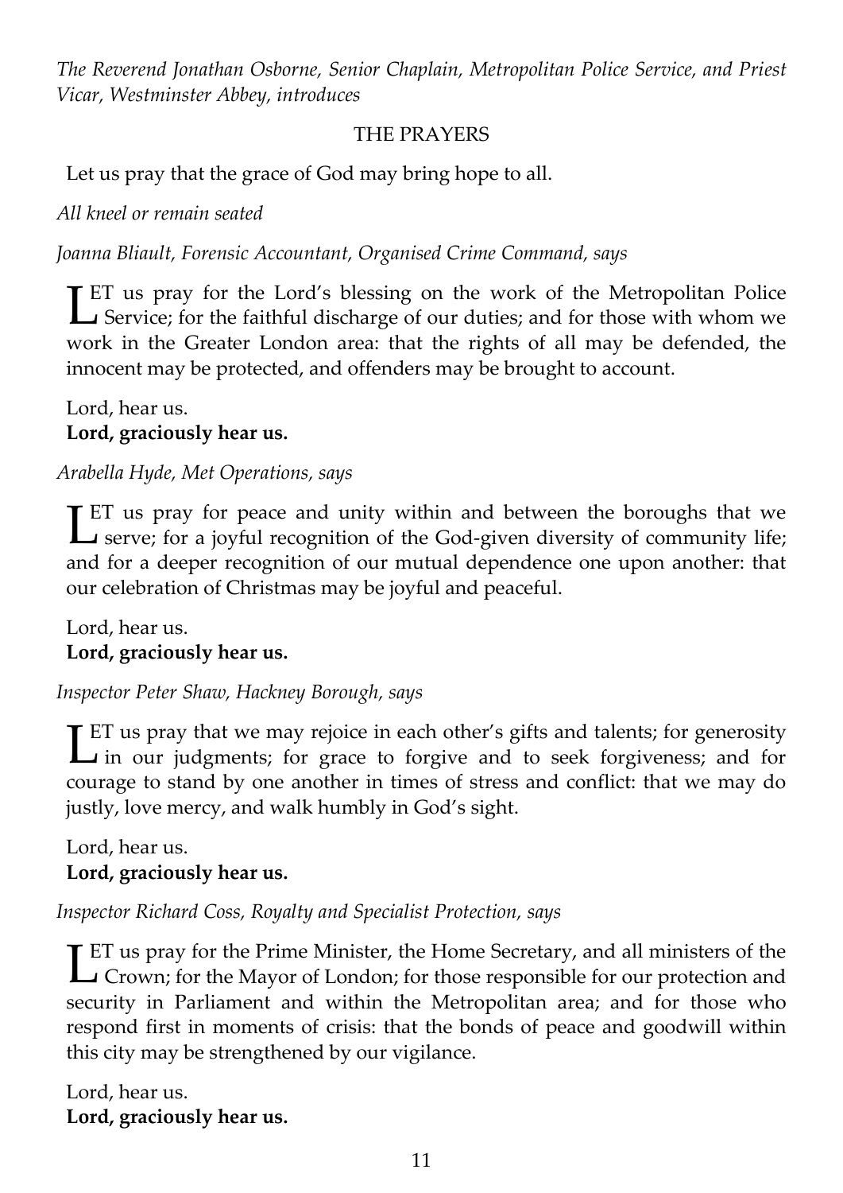*The Reverend Jonathan Osborne, Senior Chaplain, Metropolitan Police Service, and Priest Vicar, Westminster Abbey, introduces*

## THE PRAYERS

Let us pray that the grace of God may bring hope to all.

*All kneel or remain seated*

*Joanna Bliault, Forensic Accountant, Organised Crime Command, says*

LET us pray for the Lord's blessing on the work of the Metropolitan Police Service; for the faithful discharge of our duties; and for those with whom we work in the Greater London area: that the rights of all may be defended, the innocent may be protected, and offenders may be brought to account.

Lord, hear us.
**Lord, graciously hear us.**

*Arabella Hyde, Met Operations, says*

LET us pray for peace and unity within and between the boroughs that we serve; for a joyful recognition of the God-given diversity of community life; and for a deeper recognition of our mutual dependence one upon another: that our celebration of Christmas may be joyful and peaceful.

Lord, hear us.
**Lord, graciously hear us.**

*Inspector Peter Shaw, Hackney Borough, says*

LET us pray that we may rejoice in each other's gifts and talents; for generosity in our judgments; for grace to forgive and to seek forgiveness; and for courage to stand by one another in times of stress and conflict: that we may do justly, love mercy, and walk humbly in God's sight.

Lord, hear us.
**Lord, graciously hear us.**

*Inspector Richard Coss, Royalty and Specialist Protection, says*

LET us pray for the Prime Minister, the Home Secretary, and all ministers of the Crown; for the Mayor of London; for those responsible for our protection and security in Parliament and within the Metropolitan area; and for those who respond first in moments of crisis: that the bonds of peace and goodwill within this city may be strengthened by our vigilance.

Lord, hear us.
**Lord, graciously hear us.**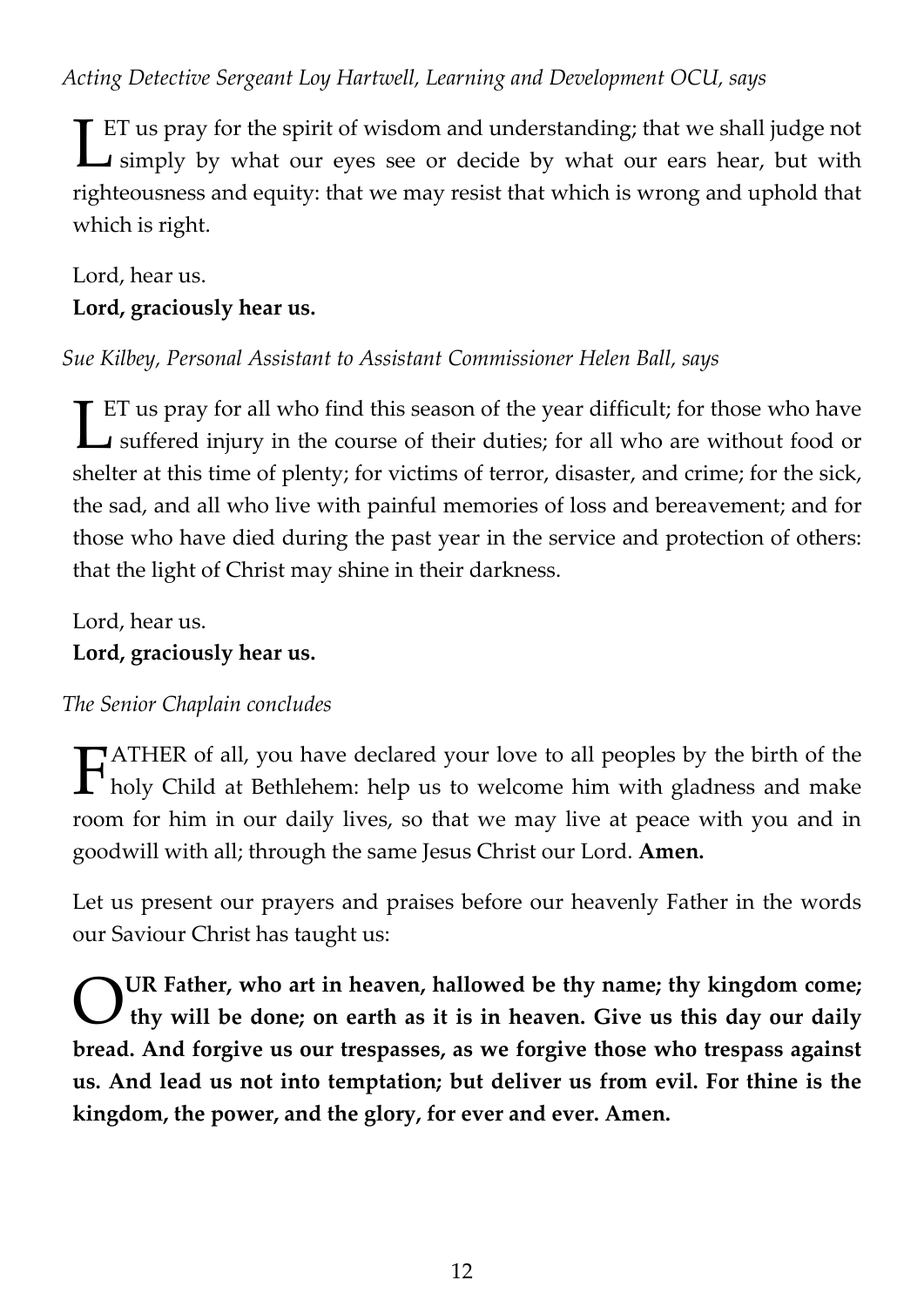*Acting Detective Sergeant Loy Hartwell, Learning and Development OCU, says*

LET us pray for the spirit of wisdom and understanding; that we shall judge not simply by what our eyes see or decide by what our ears hear, but with righteousness and equity: that we may resist that which is wrong and uphold that which is right.

Lord, hear us.
**Lord, graciously hear us.**

*Sue Kilbey, Personal Assistant to Assistant Commissioner Helen Ball, says*

LET us pray for all who find this season of the year difficult; for those who have suffered injury in the course of their duties; for all who are without food or shelter at this time of plenty; for victims of terror, disaster, and crime; for the sick, the sad, and all who live with painful memories of loss and bereavement; and for those who have died during the past year in the service and protection of others: that the light of Christ may shine in their darkness.

Lord, hear us.
**Lord, graciously hear us.**

*The Senior Chaplain concludes*

FATHER of all, you have declared your love to all peoples by the birth of the holy Child at Bethlehem: help us to welcome him with gladness and make room for him in our daily lives, so that we may live at peace with you and in goodwill with all; through the same Jesus Christ our Lord. **Amen.**

Let us present our prayers and praises before our heavenly Father in the words our Saviour Christ has taught us:

**OUR Father, who art in heaven, hallowed be thy name; thy kingdom come; thy will be done; on earth as it is in heaven. Give us this day our daily bread. And forgive us our trespasses, as we forgive those who trespass against us. And lead us not into temptation; but deliver us from evil. For thine is the kingdom, the power, and the glory, for ever and ever. Amen.**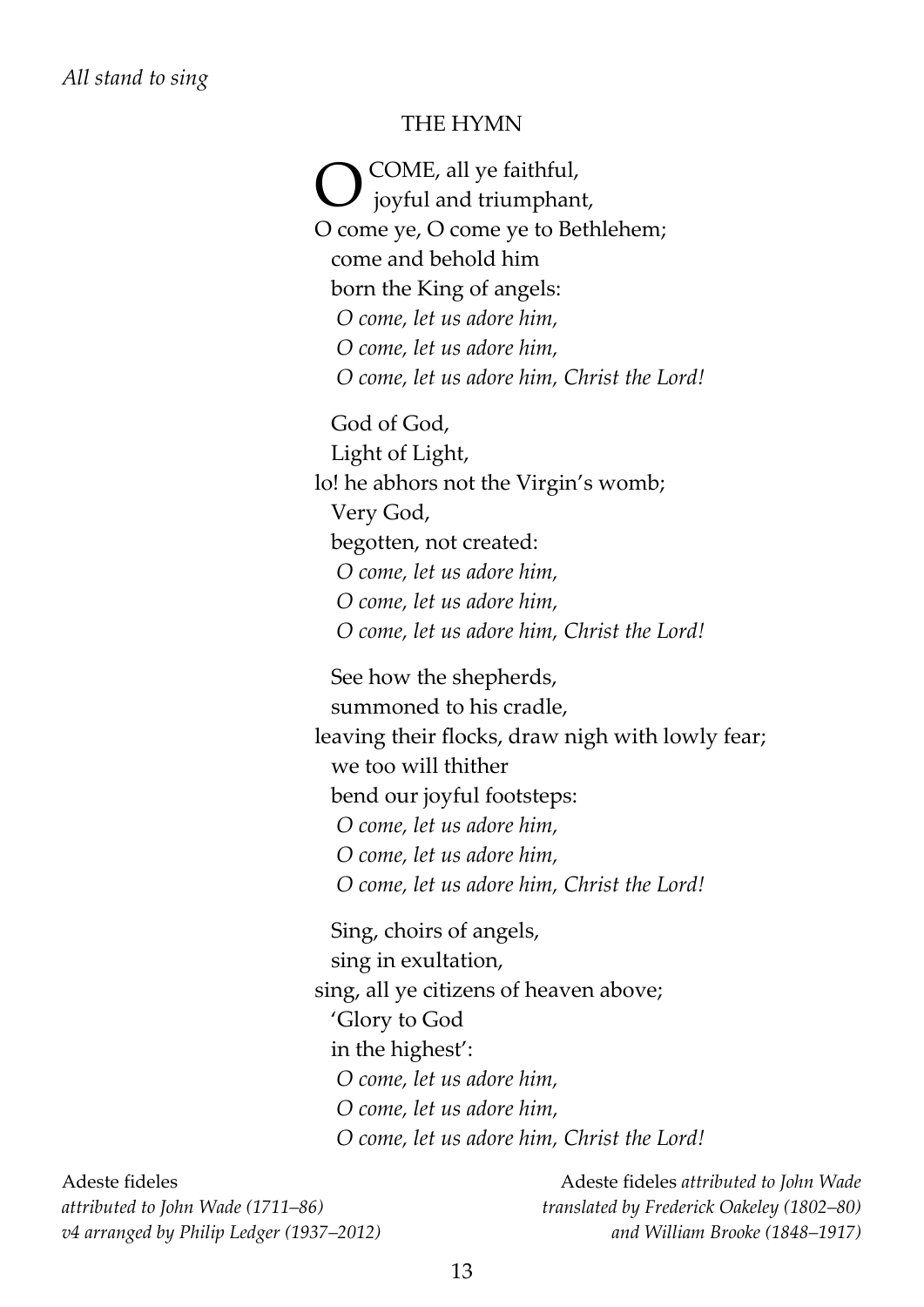*All stand to sing*

## THE HYMN

O COME, all ye faithful,  
joyful and triumphant,  
O come ye, O come ye to Bethlehem;  
come and behold him  
born the King of angels:  
*O come, let us adore him,*  
*O come, let us adore him,*  
*O come, let us adore him, Christ the Lord!*

God of God,  
Light of Light,  
lo! he abhors not the Virgin's womb;  
Very God,  
begotten, not created:  
*O come, let us adore him,*  
*O come, let us adore him,*  
*O come, let us adore him, Christ the Lord!*

See how the shepherds,  
summoned to his cradle,  
leaving their flocks, draw nigh with lowly fear;  
we too will thither  
bend our joyful footsteps:  
*O come, let us adore him,*  
*O come, let us adore him,*  
*O come, let us adore him, Christ the Lord!*

Sing, choirs of angels,  
sing in exultation,  
sing, all ye citizens of heaven above;  
'Glory to God  
in the highest':  
*O come, let us adore him,*  
*O come, let us adore him,*  
*O come, let us adore him, Christ the Lord!*

Adeste fideles  
*attributed to John Wade (1711–86)*  
*v4 arranged by Philip Ledger (1937–2012)*

Adeste fideles *attributed to John Wade*  
*translated by Frederick Oakeley (1802–80)*  
*and William Brooke (1848–1917)*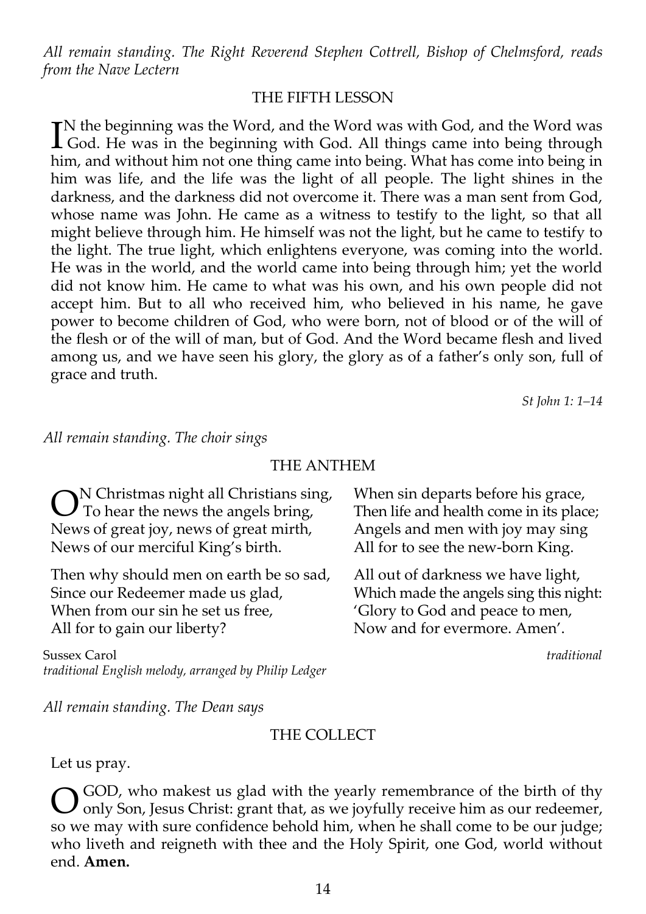*All remain standing. The Right Reverend Stephen Cottrell, Bishop of Chelmsford, reads from the Nave Lectern*

## THE FIFTH LESSON

IN the beginning was the Word, and the Word was with God, and the Word was God. He was in the beginning with God. All things came into being through him, and without him not one thing came into being. What has come into being in him was life, and the life was the light of all people. The light shines in the darkness, and the darkness did not overcome it. There was a man sent from God, whose name was John. He came as a witness to testify to the light, so that all might believe through him. He himself was not the light, but he came to testify to the light. The true light, which enlightens everyone, was coming into the world. He was in the world, and the world came into being through him; yet the world did not know him. He came to what was his own, and his own people did not accept him. But to all who received him, who believed in his name, he gave power to become children of God, who were born, not of blood or of the will of the flesh or of the will of man, but of God. And the Word became flesh and lived among us, and we have seen his glory, the glory as of a father's only son, full of grace and truth.

*St John 1: 1–14*

*All remain standing. The choir sings*

## THE ANTHEM

ON Christmas night all Christians sing,  
To hear the news the angels bring,  
News of great joy, news of great mirth,  
News of our merciful King's birth.

Then why should men on earth be so sad,  
Since our Redeemer made us glad,  
When from our sin he set us free,  
All for to gain our liberty?

When sin departs before his grace,  
Then life and health come in its place;  
Angels and men with joy may sing  
All for to see the new-born King.

All out of darkness we have light,  
Which made the angels sing this night:  
'Glory to God and peace to men,  
Now and for evermore. Amen'.

Sussex Carol  
*traditional English melody, arranged by Philip Ledger*

*traditional*

*All remain standing. The Dean says*

## THE COLLECT

Let us pray.

O GOD, who makest us glad with the yearly remembrance of the birth of thy only Son, Jesus Christ: grant that, as we joyfully receive him as our redeemer, so we may with sure confidence behold him, when he shall come to be our judge; who liveth and reigneth with thee and the Holy Spirit, one God, world without end. **Amen.**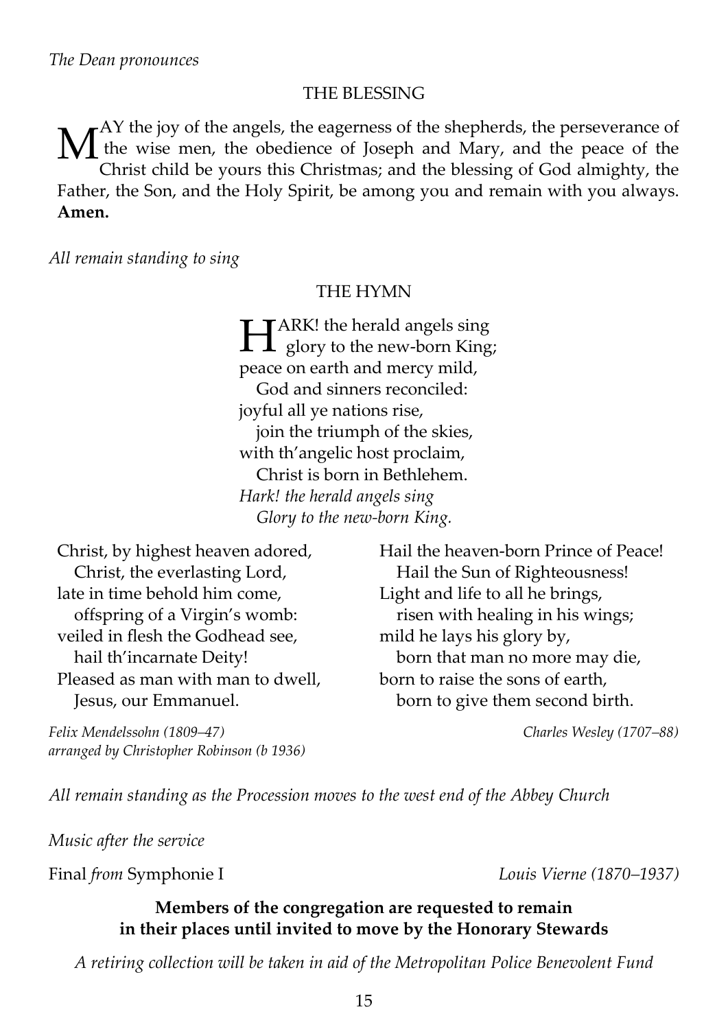*The Dean pronounces*

## THE BLESSING

MAY the joy of the angels, the eagerness of the shepherds, the perseverance of the wise men, the obedience of Joseph and Mary, and the peace of the Christ child be yours this Christmas; and the blessing of God almighty, the Father, the Son, and the Holy Spirit, be among you and remain with you always. **Amen.**

*All remain standing to sing*

## THE HYMN

HARK! the herald angels sing  
glory to the new-born King;  
peace on earth and mercy mild,  
God and sinners reconciled:  
joyful all ye nations rise,  
join the triumph of the skies,  
with th'angelic host proclaim,  
Christ is born in Bethlehem.  
*Hark! the herald angels sing*  
*Glory to the new-born King.*

Christ, by highest heaven adored,  
Christ, the everlasting Lord,  
late in time behold him come,  
offspring of a Virgin's womb:  
veiled in flesh the Godhead see,  
hail th'incarnate Deity!  
Pleased as man with man to dwell,  
Jesus, our Emmanuel.

Hail the heaven-born Prince of Peace!  
Hail the Sun of Righteousness!  
Light and life to all he brings,  
risen with healing in his wings;  
mild he lays his glory by,  
born that man no more may die,  
born to raise the sons of earth,  
born to give them second birth.

*Felix Mendelssohn (1809–47)*  
*arranged by Christopher Robinson (b 1936)*

*Charles Wesley (1707–88)*

*All remain standing as the Procession moves to the west end of the Abbey Church*

*Music after the service*

Final *from* Symphonie I — *Louis Vierne (1870–1937)*

**Members of the congregation are requested to remain in their places until invited to move by the Honorary Stewards**

*A retiring collection will be taken in aid of the Metropolitan Police Benevolent Fund*